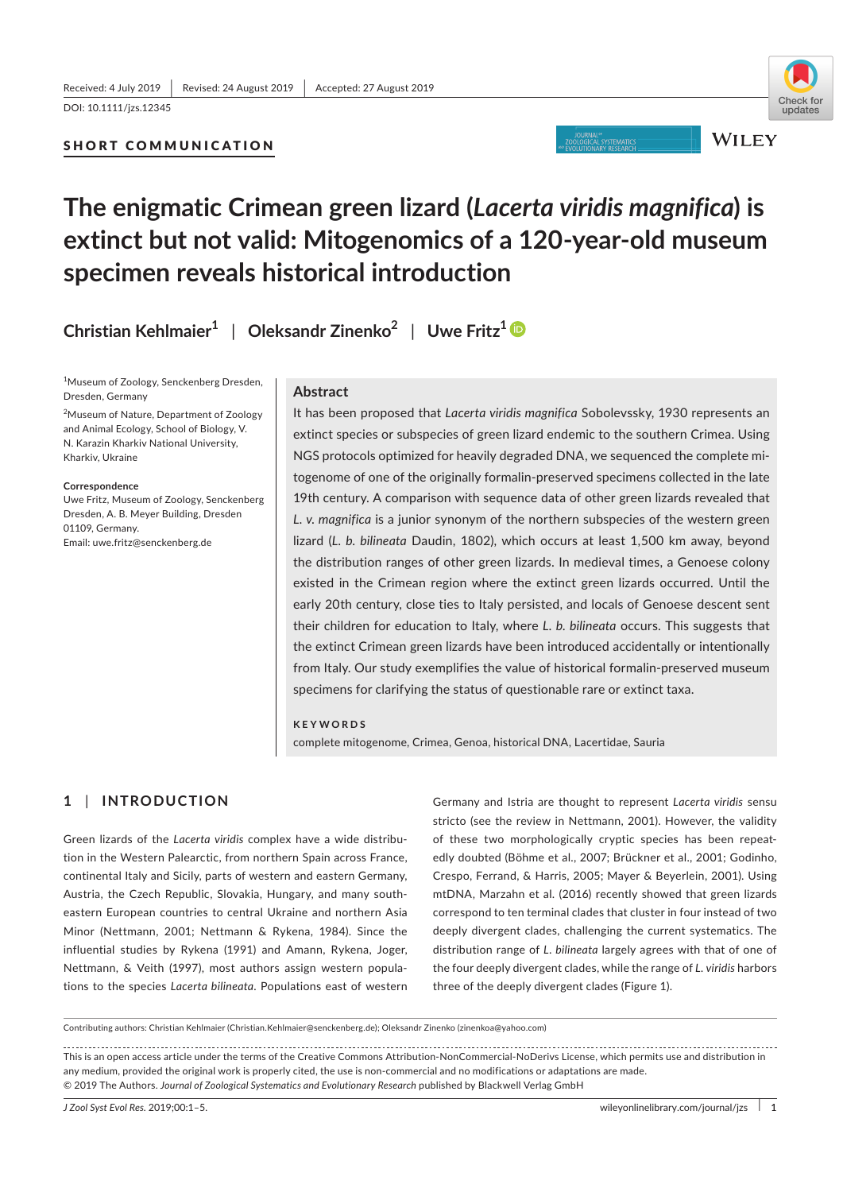Received: 4 July 2019 | Revised: 24 August 2019 | Accepted: 27 August 2019

DOI: 10.1111/jzs.12345

**SHORT COMMUNICATION**

# The enigmatic Crimean green lizard (*Lacerta viridis magnifica*) is extinct but not valid: Mitogenomics of a 120-year-old museum specimen reveals historical introduction

**Christian Kehlmaier**[1] | **Oleksandr Zinenko**[2] | **Uwe Fritz**[1]

[1]Museum of Zoology, Senckenberg Dresden, Dresden, Germany

[2]Museum of Nature, Department of Zoology and Animal Ecology, School of Biology, V. N. Karazin Kharkiv National University, Kharkiv, Ukraine

**Correspondence**
Uwe Fritz, Museum of Zoology, Senckenberg Dresden, A. B. Meyer Building, Dresden 01109, Germany.
Email: uwe.fritz@senckenberg.de

## Abstract

It has been proposed that *Lacerta viridis magnifica* Sobolevssky, 1930 represents an extinct species or subspecies of green lizard endemic to the southern Crimea. Using NGS protocols optimized for heavily degraded DNA, we sequenced the complete mitogenome of one of the originally formalin-preserved specimens collected in the late 19th century. A comparison with sequence data of other green lizards revealed that *L. v. magnifica* is a junior synonym of the northern subspecies of the western green lizard (*L. b. bilineata* Daudin, 1802), which occurs at least 1,500 km away, beyond the distribution ranges of other green lizards. In medieval times, a Genoese colony existed in the Crimean region where the extinct green lizards occurred. Until the early 20th century, close ties to Italy persisted, and locals of Genoese descent sent their children for education to Italy, where *L. b. bilineata* occurs. This suggests that the extinct Crimean green lizards have been introduced accidentally or intentionally from Italy. Our study exemplifies the value of historical formalin-preserved museum specimens for clarifying the status of questionable rare or extinct taxa.

**KEYWORDS**

complete mitogenome, Crimea, Genoa, historical DNA, Lacertidae, Sauria

## 1 | INTRODUCTION

Green lizards of the *Lacerta viridis* complex have a wide distribution in the Western Palearctic, from northern Spain across France, continental Italy and Sicily, parts of western and eastern Germany, Austria, the Czech Republic, Slovakia, Hungary, and many southeastern European countries to central Ukraine and northern Asia Minor (Nettmann, 2001; Nettmann & Rykena, 1984). Since the influential studies by Rykena (1991) and Amann, Rykena, Joger, Nettmann, & Veith (1997), most authors assign western populations to the species *Lacerta bilineata*. Populations east of western Germany and Istria are thought to represent *Lacerta viridis* sensu stricto (see the review in Nettmann, 2001). However, the validity of these two morphologically cryptic species has been repeatedly doubted (Böhme et al., 2007; Brückner et al., 2001; Godinho, Crespo, Ferrand, & Harris, 2005; Mayer & Beyerlein, 2001). Using mtDNA, Marzahn et al. (2016) recently showed that green lizards correspond to ten terminal clades that cluster in four instead of two deeply divergent clades, challenging the current systematics. The distribution range of *L. bilineata* largely agrees with that of one of the four deeply divergent clades, while the range of *L. viridis* harbors three of the deeply divergent clades (Figure 1).

Contributing authors: Christian Kehlmaier (Christian.Kehlmaier@senckenberg.de); Oleksandr Zinenko (zinenkoa@yahoo.com)

This is an open access article under the terms of the Creative Commons Attribution-NonCommercial-NoDerivs License, which permits use and distribution in any medium, provided the original work is properly cited, the use is non-commercial and no modifications or adaptations are made.
© 2019 The Authors. *Journal of Zoological Systematics and Evolutionary Research* published by Blackwell Verlag GmbH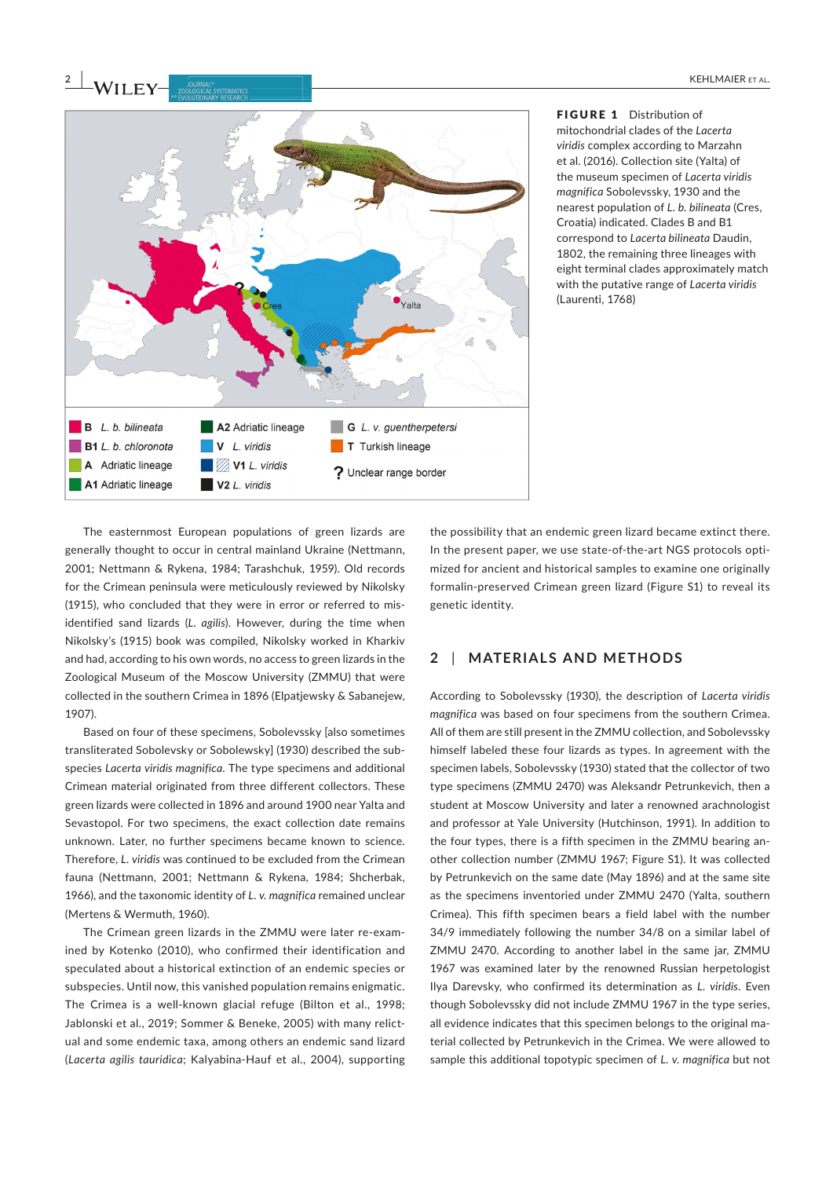**FIGURE 1** Distribution of mitochondrial clades of the *Lacerta viridis* complex according to Marzahn et al. (2016). Collection site (Yalta) of the museum specimen of *Lacerta viridis magnifica* Sobolevssky, 1930 and the nearest population of *L. b. bilineata* (Cres, Croatia) indicated. Clades B and B1 correspond to *Lacerta bilineata* Daudin, 1802, the remaining three lineages with eight terminal clades approximately match with the putative range of *Lacerta viridis* (Laurenti, 1768)

The easternmost European populations of green lizards are generally thought to occur in central mainland Ukraine (Nettmann, 2001; Nettmann & Rykena, 1984; Tarashchuk, 1959). Old records for the Crimean peninsula were meticulously reviewed by Nikolsky (1915), who concluded that they were in error or referred to misidentified sand lizards (*L. agilis*). However, during the time when Nikolsky's (1915) book was compiled, Nikolsky worked in Kharkiv and had, according to his own words, no access to green lizards in the Zoological Museum of the Moscow University (ZMMU) that were collected in the southern Crimea in 1896 (Elpatjewsky & Sabanejew, 1907).

Based on four of these specimens, Sobolevssky [also sometimes transliterated Sobolevsky or Sobolewsky] (1930) described the subspecies *Lacerta viridis magnifica*. The type specimens and additional Crimean material originated from three different collectors. These green lizards were collected in 1896 and around 1900 near Yalta and Sevastopol. For two specimens, the exact collection date remains unknown. Later, no further specimens became known to science. Therefore, *L. viridis* was continued to be excluded from the Crimean fauna (Nettmann, 2001; Nettmann & Rykena, 1984; Shcherbak, 1966), and the taxonomic identity of *L. v. magnifica* remained unclear (Mertens & Wermuth, 1960).

The Crimean green lizards in the ZMMU were later re-examined by Kotenko (2010), who confirmed their identification and speculated about a historical extinction of an endemic species or subspecies. Until now, this vanished population remains enigmatic. The Crimea is a well-known glacial refuge (Bilton et al., 1998; Jablonski et al., 2019; Sommer & Beneke, 2005) with many relictual and some endemic taxa, among others an endemic sand lizard (*Lacerta agilis tauridica*; Kalyabina-Hauf et al., 2004), supporting the possibility that an endemic green lizard became extinct there. In the present paper, we use state-of-the-art NGS protocols optimized for ancient and historical samples to examine one originally formalin-preserved Crimean green lizard (Figure S1) to reveal its genetic identity.

## 2 | MATERIALS AND METHODS

According to Sobolevssky (1930), the description of *Lacerta viridis magnifica* was based on four specimens from the southern Crimea. All of them are still present in the ZMMU collection, and Sobolevssky himself labeled these four lizards as types. In agreement with the specimen labels, Sobolevssky (1930) stated that the collector of two type specimens (ZMMU 2470) was Aleksandr Petrunkevich, then a student at Moscow University and later a renowned arachnologist and professor at Yale University (Hutchinson, 1991). In addition to the four types, there is a fifth specimen in the ZMMU bearing another collection number (ZMMU 1967; Figure S1). It was collected by Petrunkevich on the same date (May 1896) and at the same site as the specimens inventoried under ZMMU 2470 (Yalta, southern Crimea). This fifth specimen bears a field label with the number 34/9 immediately following the number 34/8 on a similar label of ZMMU 2470. According to another label in the same jar, ZMMU 1967 was examined later by the renowned Russian herpetologist Ilya Darevsky, who confirmed its determination as *L. viridis*. Even though Sobolevssky did not include ZMMU 1967 in the type series, all evidence indicates that this specimen belongs to the original material collected by Petrunkevich in the Crimea. We were allowed to sample this additional topotypic specimen of *L. v. magnifica* but not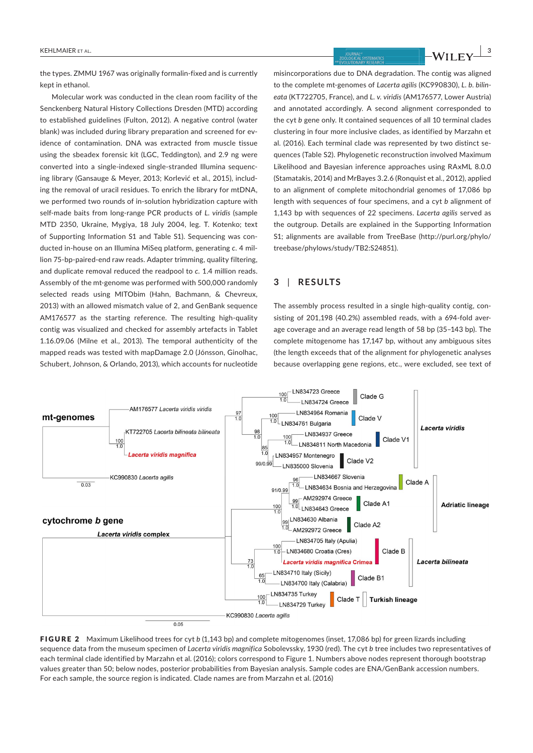the types. ZMMU 1967 was originally formalin-fixed and is currently kept in ethanol.

Molecular work was conducted in the clean room facility of the Senckenberg Natural History Collections Dresden (MTD) according to established guidelines (Fulton, 2012). A negative control (water blank) was included during library preparation and screened for evidence of contamination. DNA was extracted from muscle tissue using the sbeadex forensic kit (LGC, Teddington), and 2.9 ng were converted into a single-indexed single-stranded Illumina sequencing library (Gansauge & Meyer, 2013; Korlević et al., 2015), including the removal of uracil residues. To enrich the library for mtDNA, we performed two rounds of in-solution hybridization capture with self-made baits from long-range PCR products of *L. viridis* (sample MTD 2350, Ukraine, Mygiya, 18 July 2004, leg. T. Kotenko; text of Supporting Information S1 and Table S1). Sequencing was conducted in-house on an Illumina MiSeq platform, generating *c.* 4 million 75-bp-paired-end raw reads. Adapter trimming, quality filtering, and duplicate removal reduced the readpool to *c.* 1.4 million reads. Assembly of the mt-genome was performed with 500,000 randomly selected reads using MITObim (Hahn, Bachmann, & Chevreux, 2013) with an allowed mismatch value of 2, and GenBank sequence AM176577 as the starting reference. The resulting high-quality contig was visualized and checked for assembly artefacts in Tablet 1.16.09.06 (Milne et al., 2013). The temporal authenticity of the mapped reads was tested with mapDamage 2.0 (Jónsson, Ginolhac, Schubert, Johnson, & Orlando, 2013), which accounts for nucleotide misincorporations due to DNA degradation. The contig was aligned to the complete mt-genomes of *Lacerta agilis* (KC990830), *L. b. bilineata* (KT722705, France), and *L. v. viridis* (AM176577, Lower Austria) and annotated accordingly. A second alignment corresponded to the cyt *b* gene only. It contained sequences of all 10 terminal clades clustering in four more inclusive clades, as identified by Marzahn et al. (2016). Each terminal clade was represented by two distinct sequences (Table S2). Phylogenetic reconstruction involved Maximum Likelihood and Bayesian inference approaches using RAxML 8.0.0 (Stamatakis, 2014) and MrBayes 3.2.6 (Ronquist et al., 2012), applied to an alignment of complete mitochondrial genomes of 17,086 bp length with sequences of four specimens, and a cyt *b* alignment of 1,143 bp with sequences of 22 specimens. *Lacerta agilis* served as the outgroup. Details are explained in the Supporting Information S1; alignments are available from TreeBase (http://purl.org/phylo/treebase/phylows/study/TB2:S24851).

## 3 | RESULTS

The assembly process resulted in a single high-quality contig, consisting of 201,198 (40.2%) assembled reads, with a 694-fold average coverage and an average read length of 58 bp (35–143 bp). The complete mitogenome has 17,147 bp, without any ambiguous sites (the length exceeds that of the alignment for phylogenetic analyses because overlapping gene regions, etc., were excluded, see text of

**FIGURE 2** Maximum Likelihood trees for cyt *b* (1,143 bp) and complete mitogenomes (inset, 17,086 bp) for green lizards including sequence data from the museum specimen of *Lacerta viridis magnifica* Sobolevssky, 1930 (red). The cyt *b* tree includes two representatives of each terminal clade identified by Marzahn et al. (2016); colors correspond to Figure 1. Numbers above nodes represent thorough bootstrap values greater than 50; below nodes, posterior probabilities from Bayesian analysis. Sample codes are ENA/GenBank accession numbers. For each sample, the source region is indicated. Clade names are from Marzahn et al. (2016)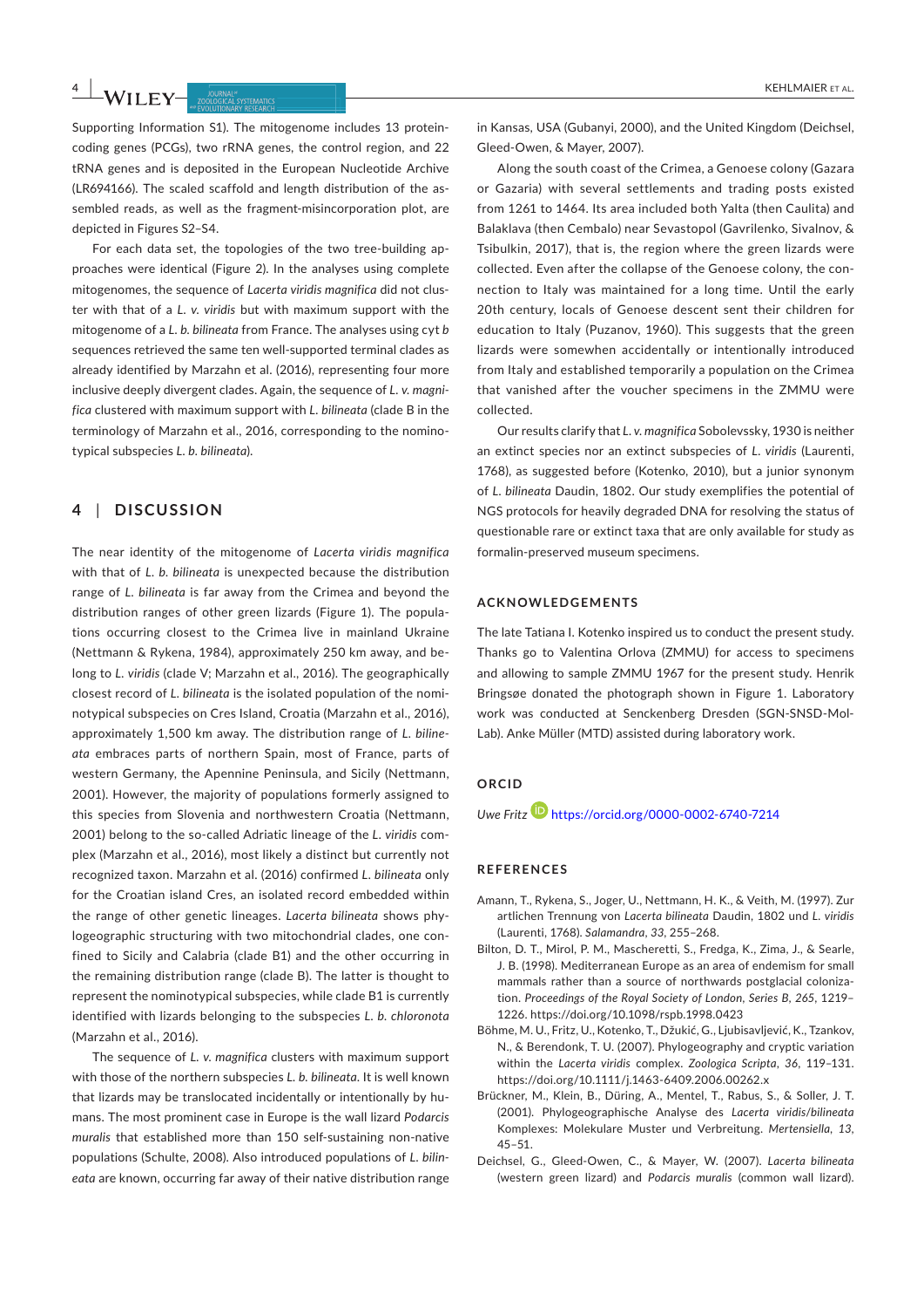Supporting Information S1). The mitogenome includes 13 protein-coding genes (PCGs), two rRNA genes, the control region, and 22 tRNA genes and is deposited in the European Nucleotide Archive (LR694166). The scaled scaffold and length distribution of the assembled reads, as well as the fragment-misincorporation plot, are depicted in Figures S2–S4.

For each data set, the topologies of the two tree-building approaches were identical (Figure 2). In the analyses using complete mitogenomes, the sequence of *Lacerta viridis magnifica* did not cluster with that of a *L. v. viridis* but with maximum support with the mitogenome of a *L. b. bilineata* from France. The analyses using cyt *b* sequences retrieved the same ten well-supported terminal clades as already identified by Marzahn et al. (2016), representing four more inclusive deeply divergent clades. Again, the sequence of *L. v. magnifica* clustered with maximum support with *L. bilineata* (clade B in the terminology of Marzahn et al., 2016, corresponding to the nominotypical subspecies *L. b. bilineata*).

## 4 | DISCUSSION

The near identity of the mitogenome of *Lacerta viridis magnifica* with that of *L. b. bilineata* is unexpected because the distribution range of *L. bilineata* is far away from the Crimea and beyond the distribution ranges of other green lizards (Figure 1). The populations occurring closest to the Crimea live in mainland Ukraine (Nettmann & Rykena, 1984), approximately 250 km away, and belong to *L. viridis* (clade V; Marzahn et al., 2016). The geographically closest record of *L. bilineata* is the isolated population of the nominotypical subspecies on Cres Island, Croatia (Marzahn et al., 2016), approximately 1,500 km away. The distribution range of *L. bilineata* embraces parts of northern Spain, most of France, parts of western Germany, the Apennine Peninsula, and Sicily (Nettmann, 2001). However, the majority of populations formerly assigned to this species from Slovenia and northwestern Croatia (Nettmann, 2001) belong to the so-called Adriatic lineage of the *L. viridis* complex (Marzahn et al., 2016), most likely a distinct but currently not recognized taxon. Marzahn et al. (2016) confirmed *L. bilineata* only for the Croatian island Cres, an isolated record embedded within the range of other genetic lineages. *Lacerta bilineata* shows phylogeographic structuring with two mitochondrial clades, one confined to Sicily and Calabria (clade B1) and the other occurring in the remaining distribution range (clade B). The latter is thought to represent the nominotypical subspecies, while clade B1 is currently identified with lizards belonging to the subspecies *L. b. chloronota* (Marzahn et al., 2016).

The sequence of *L. v. magnifica* clusters with maximum support with those of the northern subspecies *L. b. bilineata*. It is well known that lizards may be translocated incidentally or intentionally by humans. The most prominent case in Europe is the wall lizard *Podarcis muralis* that established more than 150 self-sustaining non-native populations (Schulte, 2008). Also introduced populations of *L. bilineata* are known, occurring far away of their native distribution range in Kansas, USA (Gubanyi, 2000), and the United Kingdom (Deichsel, Gleed-Owen, & Mayer, 2007).

Along the south coast of the Crimea, a Genoese colony (Gazara or Gazaria) with several settlements and trading posts existed from 1261 to 1464. Its area included both Yalta (then Caulita) and Balaklava (then Cembalo) near Sevastopol (Gavrilenko, Sivalnov, & Tsibulkin, 2017), that is, the region where the green lizards were collected. Even after the collapse of the Genoese colony, the connection to Italy was maintained for a long time. Until the early 20th century, locals of Genoese descent sent their children for education to Italy (Puzanov, 1960). This suggests that the green lizards were somewhen accidentally or intentionally introduced from Italy and established temporarily a population on the Crimea that vanished after the voucher specimens in the ZMMU were collected.

Our results clarify that *L. v. magnifica* Sobolevssky, 1930 is neither an extinct species nor an extinct subspecies of *L. viridis* (Laurenti, 1768), as suggested before (Kotenko, 2010), but a junior synonym of *L. bilineata* Daudin, 1802. Our study exemplifies the potential of NGS protocols for heavily degraded DNA for resolving the status of questionable rare or extinct taxa that are only available for study as formalin-preserved museum specimens.

## ACKNOWLEDGEMENTS

The late Tatiana I. Kotenko inspired us to conduct the present study. Thanks go to Valentina Orlova (ZMMU) for access to specimens and allowing to sample ZMMU 1967 for the present study. Henrik Bringsøe donated the photograph shown in Figure 1. Laboratory work was conducted at Senckenberg Dresden (SGN-SNSD-Mol-Lab). Anke Müller (MTD) assisted during laboratory work.

## ORCID

*Uwe Fritz* https://orcid.org/0000-0002-6740-7214

## REFERENCES

Amann, T., Rykena, S., Joger, U., Nettmann, H. K., & Veith, M. (1997). Zur artlichen Trennung von *Lacerta bilineata* Daudin, 1802 und *L. viridis* (Laurenti, 1768). *Salamandra*, *33*, 255–268.

Bilton, D. T., Mirol, P. M., Mascheretti, S., Fredga, K., Zima, J., & Searle, J. B. (1998). Mediterranean Europe as an area of endemism for small mammals rather than a source of northwards postglacial colonization. *Proceedings of the Royal Society of London, Series B*, *265*, 1219–1226. https://doi.org/10.1098/rspb.1998.0423

Böhme, M. U., Fritz, U., Kotenko, T., Džukić, G., Ljubisavljević, K., Tzankov, N., & Berendonk, T. U. (2007). Phylogeography and cryptic variation within the *Lacerta viridis* complex. *Zoologica Scripta*, *36*, 119–131. https://doi.org/10.1111/j.1463-6409.2006.00262.x

Brückner, M., Klein, B., Düring, A., Mentel, T., Rabus, S., & Soller, J. T. (2001). Phylogeographische Analyse des *Lacerta viridis/bilineata* Komplexes: Molekulare Muster und Verbreitung. *Mertensiella*, *13*, 45–51.

Deichsel, G., Gleed-Owen, C., & Mayer, W. (2007). *Lacerta bilineata* (western green lizard) and *Podarcis muralis* (common wall lizard).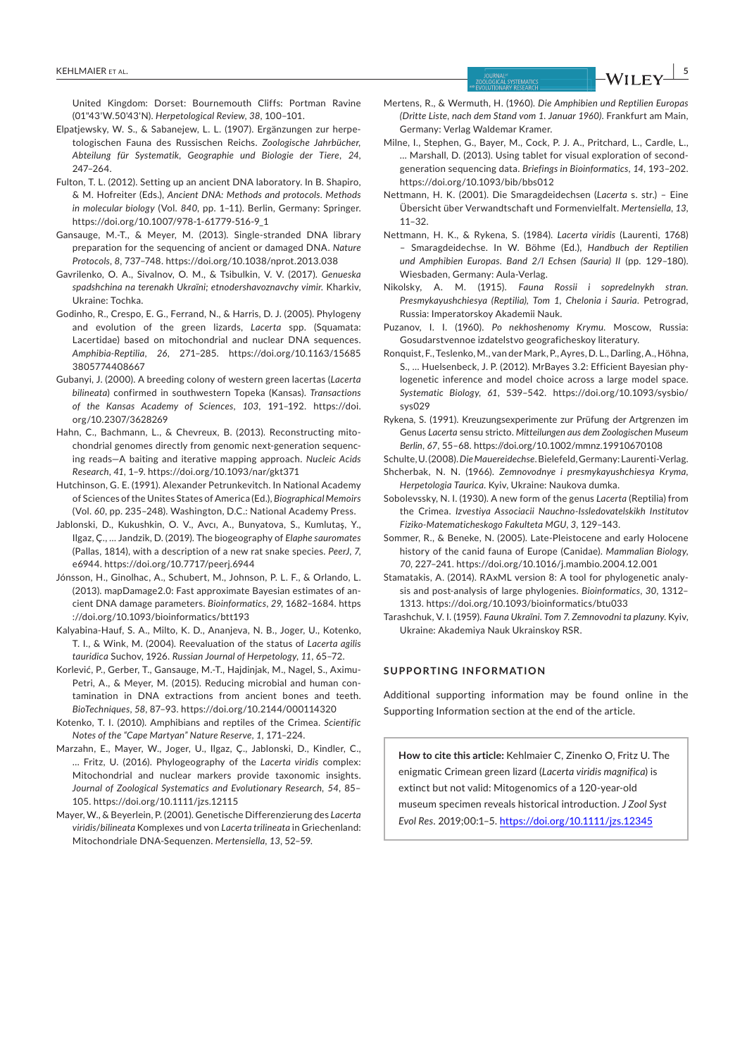United Kingdom: Dorset: Bournemouth Cliffs: Portman Ravine (01°43'W.50°43'N). *Herpetological Review*, *38*, 100–101.

Elpatjewsky, W. S., & Sabanejew, L. L. (1907). Ergänzungen zur herpetologischen Fauna des Russischen Reichs. *Zoologische Jahrbücher, Abteilung für Systematik, Geographie und Biologie der Tiere*, *24*, 247–264.

Fulton, T. L. (2012). Setting up an ancient DNA laboratory. In B. Shapiro, & M. Hofreiter (Eds.), *Ancient DNA: Methods and protocols*. *Methods in molecular biology* (Vol. *840*, pp. 1–11). Berlin, Germany: Springer. https://doi.org/10.1007/978-1-61779-516-9_1

Gansauge, M.-T., & Meyer, M. (2013). Single-stranded DNA library preparation for the sequencing of ancient or damaged DNA. *Nature Protocols*, *8*, 737–748. https://doi.org/10.1038/nprot.2013.038

Gavrilenko, O. A., Sivalnov, O. M., & Tsibulkin, V. V. (2017). *Genueska spadshchina na terenakh Ukraïni; etnodershavoznavchy vimir*. Kharkiv, Ukraine: Tochka.

Godinho, R., Crespo, E. G., Ferrand, N., & Harris, D. J. (2005). Phylogeny and evolution of the green lizards, *Lacerta* spp. (Squamata: Lacertidae) based on mitochondrial and nuclear DNA sequences. *Amphibia-Reptilia*, *26*, 271–285. https://doi.org/10.1163/156853805774408667

Gubanyi, J. (2000). A breeding colony of western green lacertas (*Lacerta bilineata*) confirmed in southwestern Topeka (Kansas). *Transactions of the Kansas Academy of Sciences*, *103*, 191–192. https://doi.org/10.2307/3628269

Hahn, C., Bachmann, L., & Chevreux, B. (2013). Reconstructing mitochondrial genomes directly from genomic next-generation sequencing reads—A baiting and iterative mapping approach. *Nucleic Acids Research*, *41*, 1–9. https://doi.org/10.1093/nar/gkt371

Hutchinson, G. E. (1991). Alexander Petrunkevitch. In National Academy of Sciences of the Unites States of America (Ed.), *Biographical Memoirs* (Vol. *60*, pp. 235–248). Washington, D.C.: National Academy Press.

Jablonski, D., Kukushkin, O. V., Avcı, A., Bunyatova, S., Kumlutaş, Y., Ilgaz, Ç., … Jandzik, D. (2019). The biogeography of *Elaphe sauromates* (Pallas, 1814), with a description of a new rat snake species. *PeerJ*, *7*, e6944. https://doi.org/10.7717/peerj.6944

Jónsson, H., Ginolhac, A., Schubert, M., Johnson, P. L. F., & Orlando, L. (2013). mapDamage2.0: Fast approximate Bayesian estimates of ancient DNA damage parameters. *Bioinformatics*, *29*, 1682–1684. https://doi.org/10.1093/bioinformatics/btt193

Kalyabina-Hauf, S. A., Milto, K. D., Ananjeva, N. B., Joger, U., Kotenko, T. I., & Wink, M. (2004). Reevaluation of the status of *Lacerta agilis tauridica* Suchov, 1926. *Russian Journal of Herpetology*, *11*, 65–72.

Korlević, P., Gerber, T., Gansauge, M.-T., Hajdinjak, M., Nagel, S., Aximu-Petri, A., & Meyer, M. (2015). Reducing microbial and human contamination in DNA extractions from ancient bones and teeth. *BioTechniques*, *58*, 87–93. https://doi.org/10.2144/000114320

Kotenko, T. I. (2010). Amphibians and reptiles of the Crimea. *Scientific Notes of the "Cape Martyan" Nature Reserve*, *1*, 171–224.

Marzahn, E., Mayer, W., Joger, U., Ilgaz, Ç., Jablonski, D., Kindler, C., … Fritz, U. (2016). Phylogeography of the *Lacerta viridis* complex: Mitochondrial and nuclear markers provide taxonomic insights. *Journal of Zoological Systematics and Evolutionary Research*, *54*, 85–105. https://doi.org/10.1111/jzs.12115

Mayer, W., & Beyerlein, P. (2001). Genetische Differenzierung des *Lacerta viridis/bilineata* Komplexes und von *Lacerta trilineata* in Griechenland: Mitochondriale DNA-Sequenzen. *Mertensiella*, *13*, 52–59.

Mertens, R., & Wermuth, H. (1960). *Die Amphibien und Reptilien Europas (Dritte Liste, nach dem Stand vom 1. Januar 1960)*. Frankfurt am Main, Germany: Verlag Waldemar Kramer.

Milne, I., Stephen, G., Bayer, M., Cock, P. J. A., Pritchard, L., Cardle, L., … Marshall, D. (2013). Using tablet for visual exploration of second-generation sequencing data. *Briefings in Bioinformatics*, *14*, 193–202. https://doi.org/10.1093/bib/bbs012

Nettmann, H. K. (2001). Die Smaragdeidechsen (*Lacerta* s. str.) – Eine Übersicht über Verwandtschaft und Formenvielfalt. *Mertensiella*, *13*, 11–32.

Nettmann, H. K., & Rykena, S. (1984). *Lacerta viridis* (Laurenti, 1768) – Smaragdeidechse. In W. Böhme (Ed.), *Handbuch der Reptilien und Amphibien Europas. Band 2/I Echsen (Sauria) II* (pp. 129–180). Wiesbaden, Germany: Aula-Verlag.

Nikolsky, A. M. (1915). *Fauna Rossii i sopredelnykh stran. Presmykayushchiesya (Reptilia), Tom 1, Chelonia i Sauria*. Petrograd, Russia: Imperatorskoy Akademii Nauk.

Puzanov, I. I. (1960). *Po nekhoshenomy Krymu*. Moscow, Russia: Gosudarstvennoe izdatelstvo geograficheskoy literatury.

Ronquist, F., Teslenko, M., van der Mark, P., Ayres, D. L., Darling, A., Höhna, S., … Huelsenbeck, J. P. (2012). MrBayes 3.2: Efficient Bayesian phylogenetic inference and model choice across a large model space. *Systematic Biology*, *61*, 539–542. https://doi.org/10.1093/sysbio/sys029

Rykena, S. (1991). Kreuzungsexperimente zur Prüfung der Artgrenzen im Genus *Lacerta* sensu stricto. *Mitteilungen aus dem Zoologischen Museum Berlin*, *67*, 55–68. https://doi.org/10.1002/mmnz.19910670108

Schulte, U. (2008). *Die Mauereidechse*. Bielefeld, Germany: Laurenti-Verlag.

Shcherbak, N. N. (1966). *Zemnovodnye i presmykayushchiesya Kryma, Herpetologia Taurica*. Kyiv, Ukraine: Naukova dumka.

Sobolevssky, N. I. (1930). A new form of the genus *Lacerta* (Reptilia) from the Crimea. *Izvestiya Associacii Nauchno-Issledovatelskikh Institutov Fiziko-Matematicheskogo Fakulteta MGU*, *3*, 129–143.

Sommer, R., & Beneke, N. (2005). Late-Pleistocene and early Holocene history of the canid fauna of Europe (Canidae). *Mammalian Biology*, *70*, 227–241. https://doi.org/10.1016/j.mambio.2004.12.001

Stamatakis, A. (2014). RAxML version 8: A tool for phylogenetic analysis and post-analysis of large phylogenies. *Bioinformatics*, *30*, 1312–1313. https://doi.org/10.1093/bioinformatics/btu033

Tarashchuk, V. I. (1959). *Fauna Ukraïni. Tom 7. Zemnovodni ta plazuny*. Kyiv, Ukraine: Akademiya Nauk Ukrainskoy RSR.

## SUPPORTING INFORMATION

Additional supporting information may be found online in the Supporting Information section at the end of the article.

**How to cite this article:** Kehlmaier C, Zinenko O, Fritz U. The enigmatic Crimean green lizard (*Lacerta viridis magnifica*) is extinct but not valid: Mitogenomics of a 120-year-old museum specimen reveals historical introduction. *J Zool Syst Evol Res*. 2019;00:1–5. https://doi.org/10.1111/jzs.12345